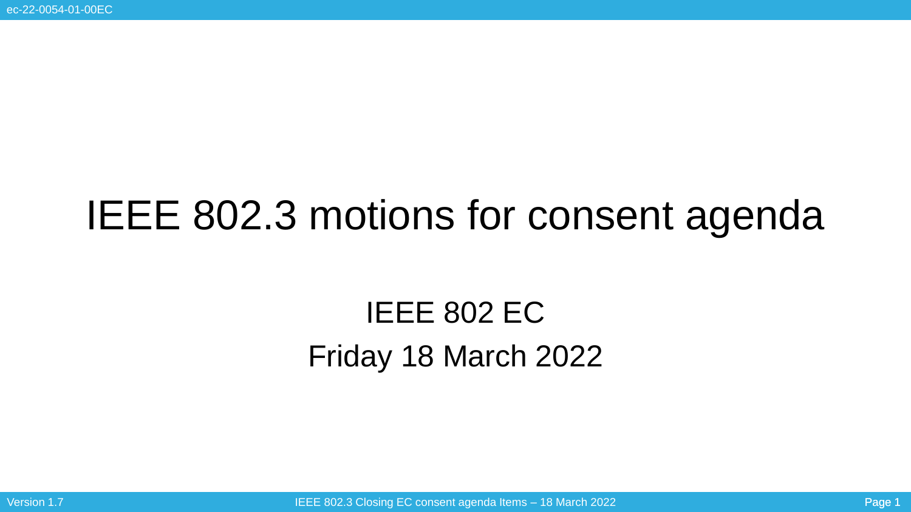# IEEE 802.3 motions for consent agenda

IEEE 802 EC

Friday 18 March 2022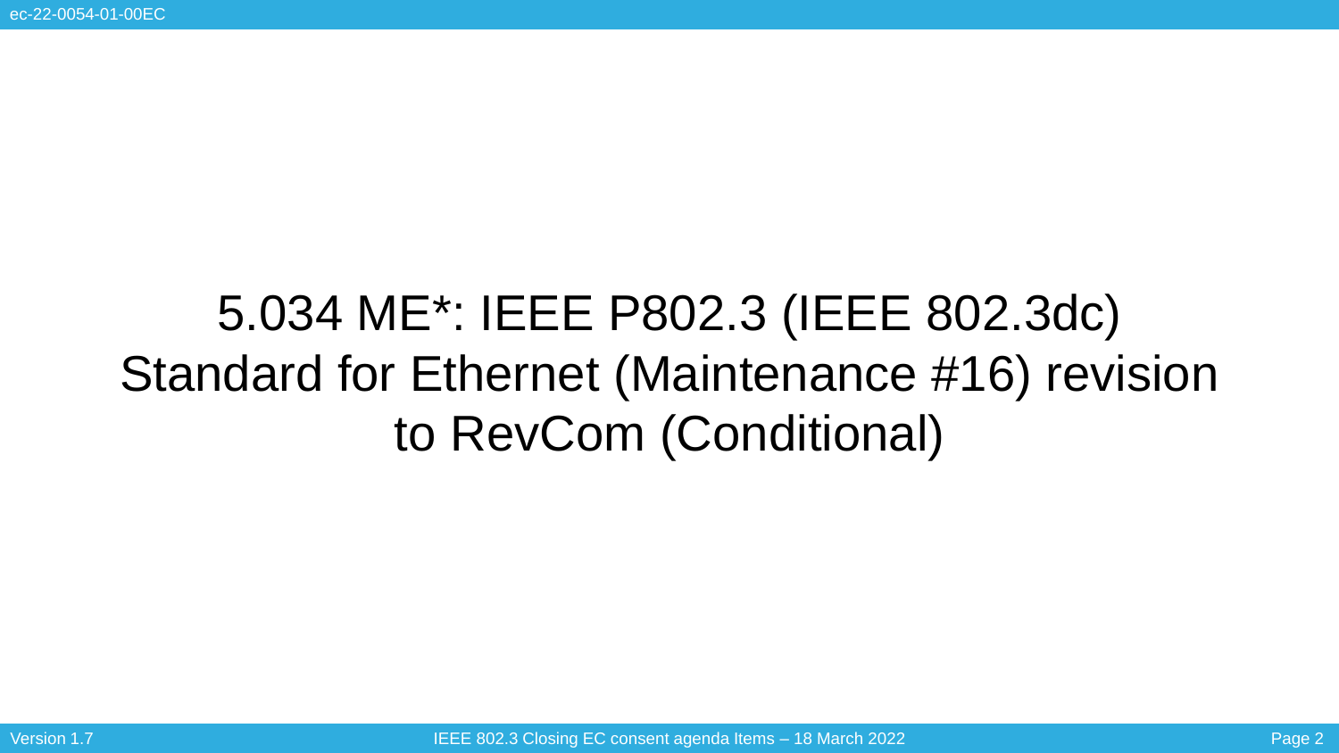# 5.034 ME*: IEEE P802.3 (IEEE 802.3dc) Standard for Ethernet (Maintenance #16) revision to RevCom (Conditional)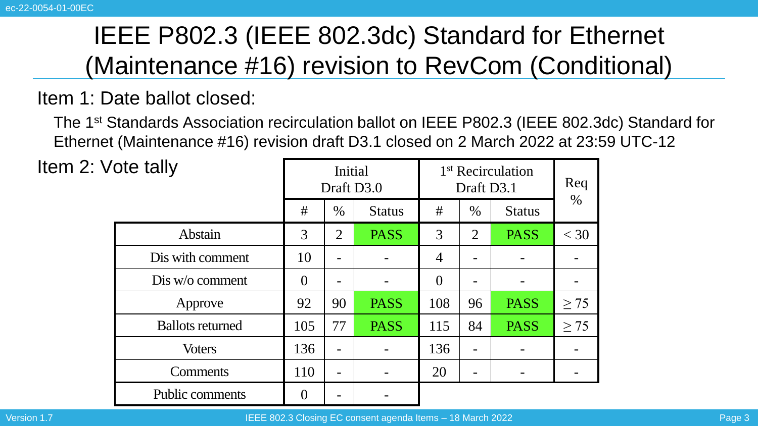# IEEE P802.3 (IEEE 802.3dc) Standard for Ethernet (Maintenance #16) revision to RevCom (Conditional)

Item 1: Date ballot closed:

The 1st Standards Association recirculation ballot on IEEE P802.3 (IEEE 802.3dc) Standard for Ethernet (Maintenance #16) revision draft D3.1 closed on 2 March 2022 at 23:59 UTC-12

Item 2: Vote tally

| | Initial Draft D3.0 | | | 1st Recirculation Draft D3.1 | | | Req % |
|---|---|---|---|---|---|---|---|
| | # | % | Status | # | % | Status | |
| Abstain | 3 | 2 | PASS | 3 | 2 | PASS | < 30 |
| Dis with comment | 10 | - | - | 4 | - | - | - |
| Dis w/o comment | 0 | - | - | 0 | - | - | - |
| Approve | 92 | 90 | PASS | 108 | 96 | PASS | ≥ 75 |
| Ballots returned | 105 | 77 | PASS | 115 | 84 | PASS | ≥ 75 |
| Voters | 136 | - | - | 136 | - | - | - |
| Comments | 110 | - | - | 20 | - | - | - |
| Public comments | 0 | - | - | | | | |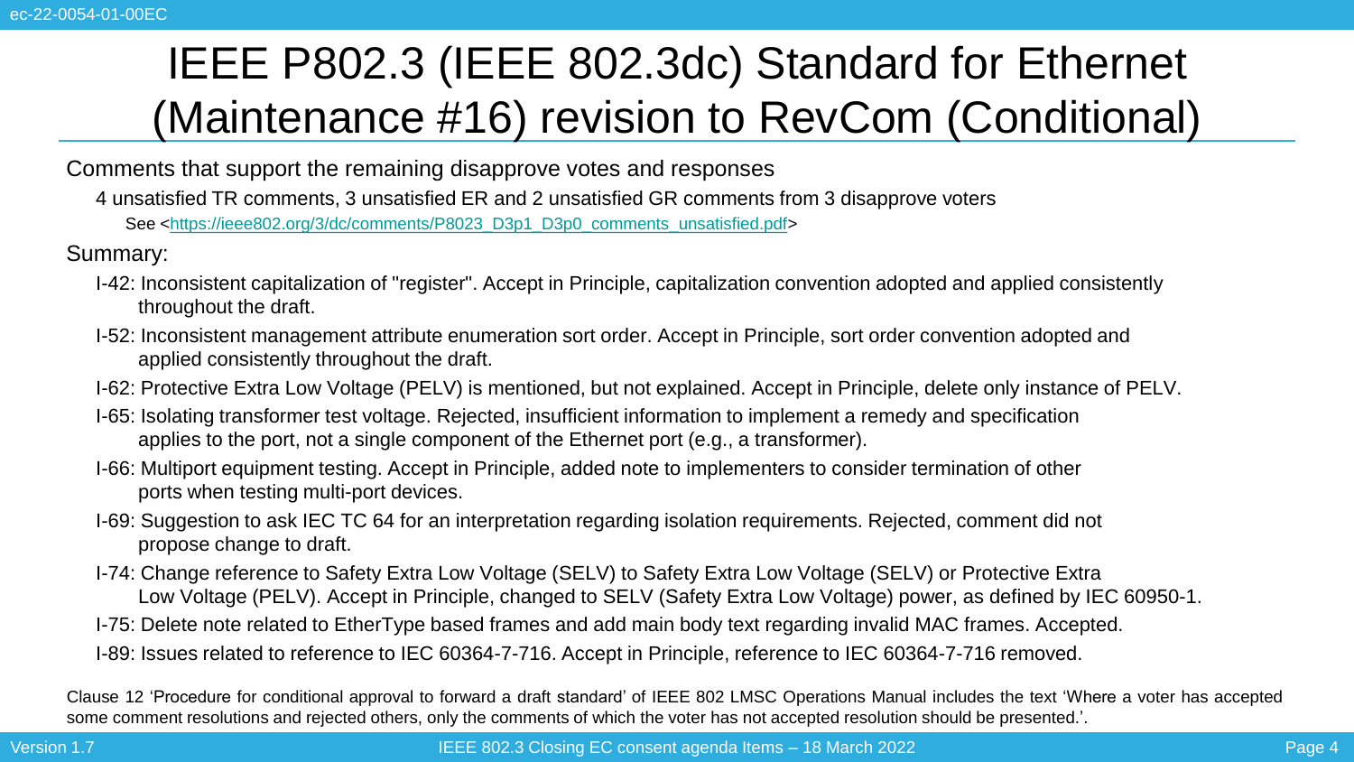# IEEE P802.3 (IEEE 802.3dc) Standard for Ethernet (Maintenance #16) revision to RevCom (Conditional)

Comments that support the remaining disapprove votes and responses

- 4 unsatisfied TR comments, 3 unsatisfied ER and 2 unsatisfied GR comments from 3 disapprove voters
  - See <https://ieee802.org/3/dc/comments/P8023_D3p1_D3p0_comments_unsatisfied.pdf>

Summary:

- I-42: Inconsistent capitalization of "register". Accept in Principle, capitalization convention adopted and applied consistently throughout the draft.
- I-52: Inconsistent management attribute enumeration sort order. Accept in Principle, sort order convention adopted and applied consistently throughout the draft.
- I-62: Protective Extra Low Voltage (PELV) is mentioned, but not explained. Accept in Principle, delete only instance of PELV.
- I-65: Isolating transformer test voltage. Rejected, insufficient information to implement a remedy and specification applies to the port, not a single component of the Ethernet port (e.g., a transformer).
- I-66: Multiport equipment testing. Accept in Principle, added note to implementers to consider termination of other ports when testing multi-port devices.
- I-69: Suggestion to ask IEC TC 64 for an interpretation regarding isolation requirements. Rejected, comment did not propose change to draft.
- I-74: Change reference to Safety Extra Low Voltage (SELV) to Safety Extra Low Voltage (SELV) or Protective Extra Low Voltage (PELV). Accept in Principle, changed to SELV (Safety Extra Low Voltage) power, as defined by IEC 60950-1.
- I-75: Delete note related to EtherType based frames and add main body text regarding invalid MAC frames. Accepted.
- I-89: Issues related to reference to IEC 60364-7-716. Accept in Principle, reference to IEC 60364-7-716 removed.

Clause 12 'Procedure for conditional approval to forward a draft standard' of IEEE 802 LMSC Operations Manual includes the text 'Where a voter has accepted some comment resolutions and rejected others, only the comments of which the voter has not accepted resolution should be presented.'.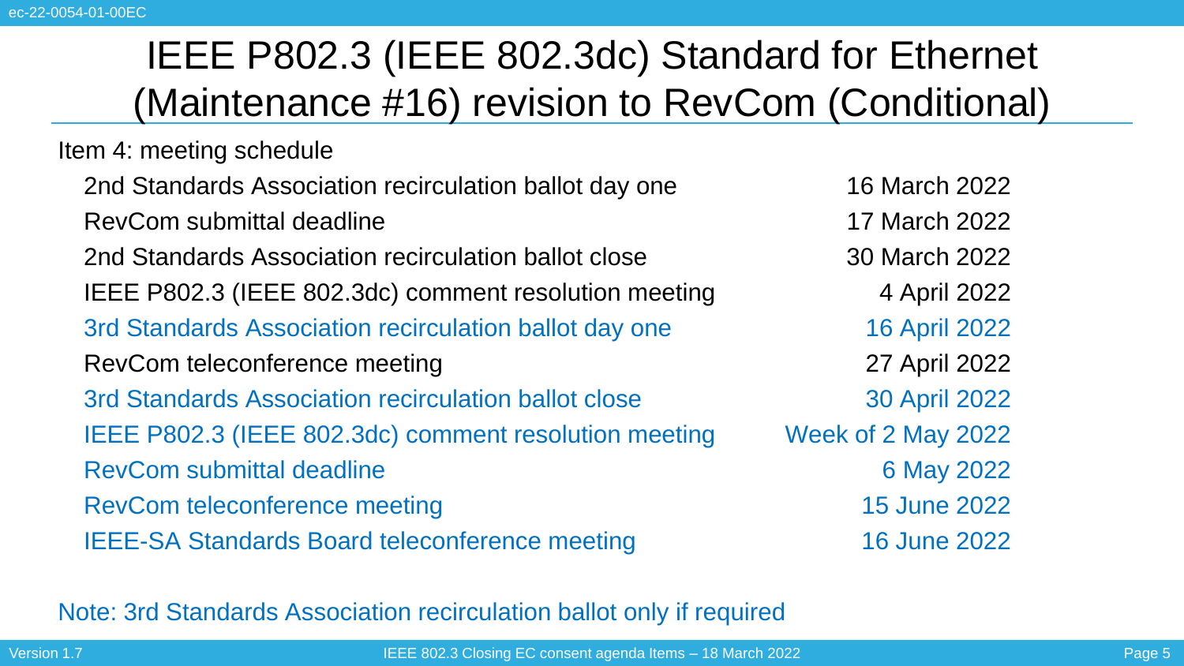# IEEE P802.3 (IEEE 802.3dc) Standard for Ethernet (Maintenance #16) revision to RevCom (Conditional)

Item 4: meeting schedule

| | |
|---|---|
| 2nd Standards Association recirculation ballot day one | 16 March 2022 |
| RevCom submittal deadline | 17 March 2022 |
| 2nd Standards Association recirculation ballot close | 30 March 2022 |
| IEEE P802.3 (IEEE 802.3dc) comment resolution meeting | 4 April 2022 |
| 3rd Standards Association recirculation ballot day one | 16 April 2022 |
| RevCom teleconference meeting | 27 April 2022 |
| 3rd Standards Association recirculation ballot close | 30 April 2022 |
| IEEE P802.3 (IEEE 802.3dc) comment resolution meeting | Week of 2 May 2022 |
| RevCom submittal deadline | 6 May 2022 |
| RevCom teleconference meeting | 15 June 2022 |
| IEEE-SA Standards Board teleconference meeting | 16 June 2022 |

Note: 3rd Standards Association recirculation ballot only if required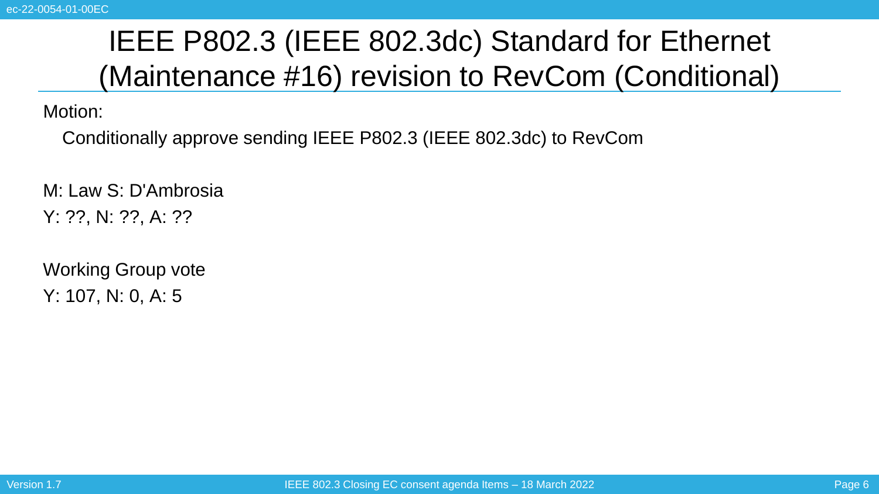# IEEE P802.3 (IEEE 802.3dc) Standard for Ethernet (Maintenance #16) revision to RevCom (Conditional)

Motion:

Conditionally approve sending IEEE P802.3 (IEEE 802.3dc) to RevCom

M: Law S: D'Ambrosia

Y: ??, N: ??, A: ??

Working Group vote

Y: 107, N: 0, A: 5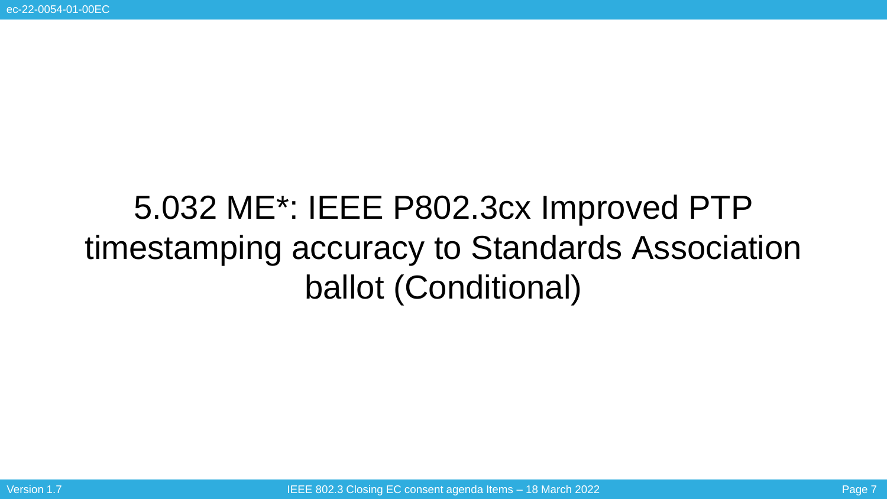# 5.032 ME*: IEEE P802.3cx Improved PTP timestamping accuracy to Standards Association ballot (Conditional)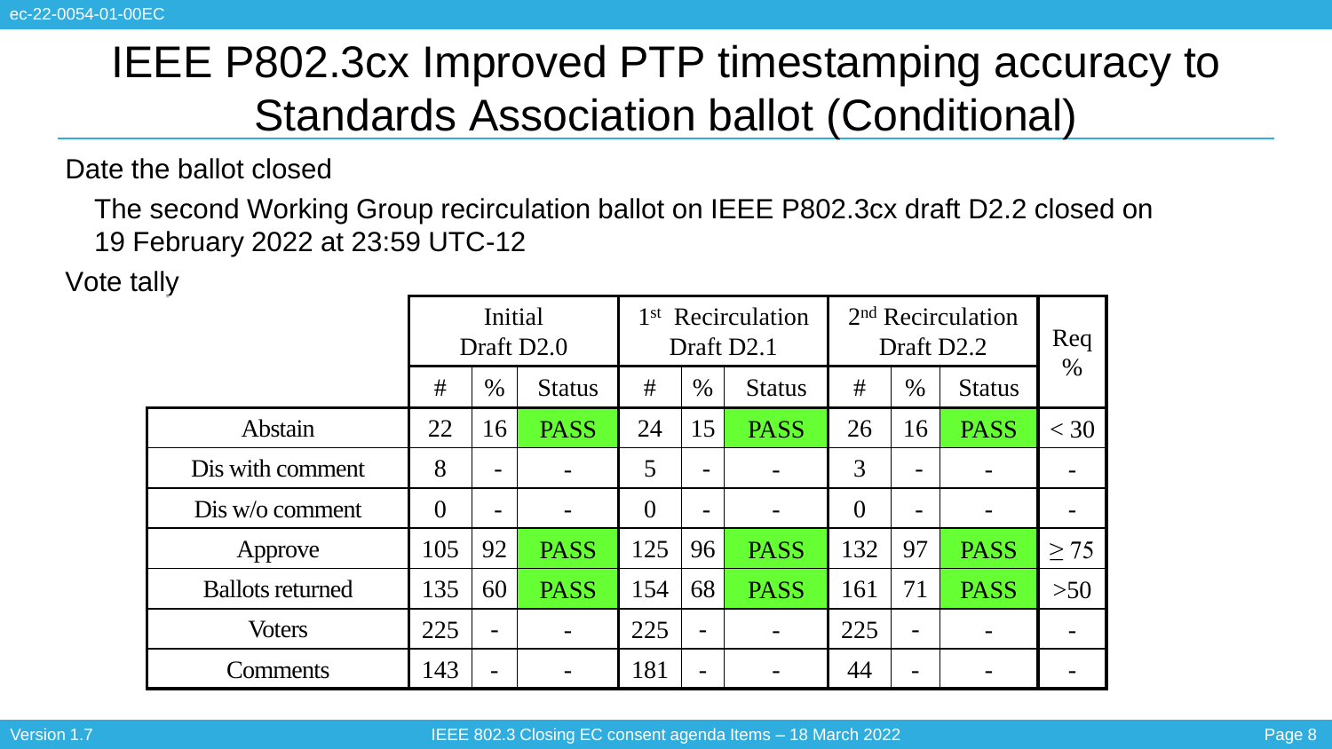# IEEE P802.3cx Improved PTP timestamping accuracy to Standards Association ballot (Conditional)

Date the ballot closed

The second Working Group recirculation ballot on IEEE P802.3cx draft D2.2 closed on 19 February 2022 at 23:59 UTC-12

Vote tally

| | Initial Draft D2.0 | | | 1st Recirculation Draft D2.1 | | | 2nd Recirculation Draft D2.2 | | | Req % |
|---|---|---|---|---|---|---|---|---|---|---|
| | # | % | Status | # | % | Status | # | % | Status | |
| Abstain | 22 | 16 | PASS | 24 | 15 | PASS | 26 | 16 | PASS | < 30 |
| Dis with comment | 8 | - | - | 5 | - | - | 3 | - | - | - |
| Dis w/o comment | 0 | - | - | 0 | - | - | 0 | - | - | - |
| Approve | 105 | 92 | PASS | 125 | 96 | PASS | 132 | 97 | PASS | ≥ 75 |
| Ballots returned | 135 | 60 | PASS | 154 | 68 | PASS | 161 | 71 | PASS | >50 |
| Voters | 225 | - | - | 225 | - | - | 225 | - | - | - |
| Comments | 143 | - | - | 181 | - | - | 44 | - | - | - |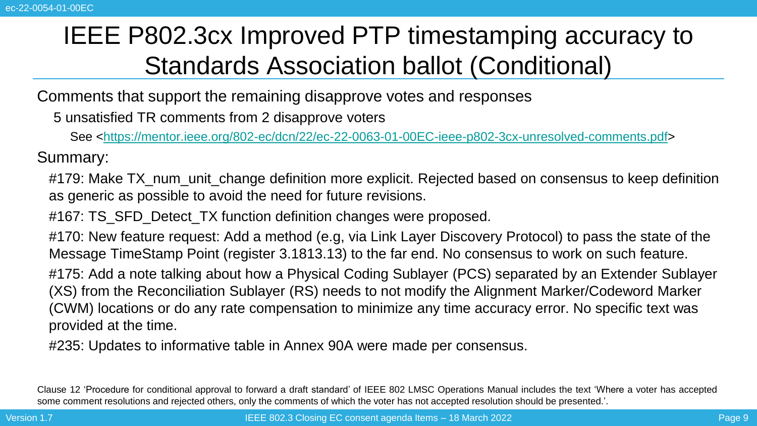# IEEE P802.3cx Improved PTP timestamping accuracy to Standards Association ballot (Conditional)

Comments that support the remaining disapprove votes and responses

- 5 unsatisfied TR comments from 2 disapprove voters
  - See <https://mentor.ieee.org/802-ec/dcn/22/ec-22-0063-01-00EC-ieee-p802-3cx-unresolved-comments.pdf>

Summary:

- #179: Make TX_num_unit_change definition more explicit. Rejected based on consensus to keep definition as generic as possible to avoid the need for future revisions.
- #167: TS_SFD_Detect_TX function definition changes were proposed.
- #170: New feature request: Add a method (e.g, via Link Layer Discovery Protocol) to pass the state of the Message TimeStamp Point (register 3.1813.13) to the far end. No consensus to work on such feature.
- #175: Add a note talking about how a Physical Coding Sublayer (PCS) separated by an Extender Sublayer (XS) from the Reconciliation Sublayer (RS) needs to not modify the Alignment Marker/Codeword Marker (CWM) locations or do any rate compensation to minimize any time accuracy error. No specific text was provided at the time.
- #235: Updates to informative table in Annex 90A were made per consensus.

Clause 12 'Procedure for conditional approval to forward a draft standard' of IEEE 802 LMSC Operations Manual includes the text 'Where a voter has accepted some comment resolutions and rejected others, only the comments of which the voter has not accepted resolution should be presented.'.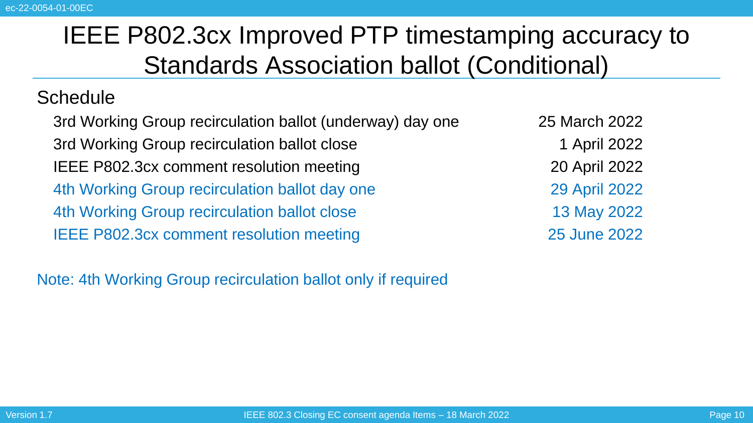# IEEE P802.3cx Improved PTP timestamping accuracy to Standards Association ballot (Conditional)

## Schedule

| | |
|---|---|
| 3rd Working Group recirculation ballot (underway) day one | 25 March 2022 |
| 3rd Working Group recirculation ballot close | 1 April 2022 |
| IEEE P802.3cx comment resolution meeting | 20 April 2022 |
| 4th Working Group recirculation ballot day one | 29 April 2022 |
| 4th Working Group recirculation ballot close | 13 May 2022 |
| IEEE P802.3cx comment resolution meeting | 25 June 2022 |

Note: 4th Working Group recirculation ballot only if required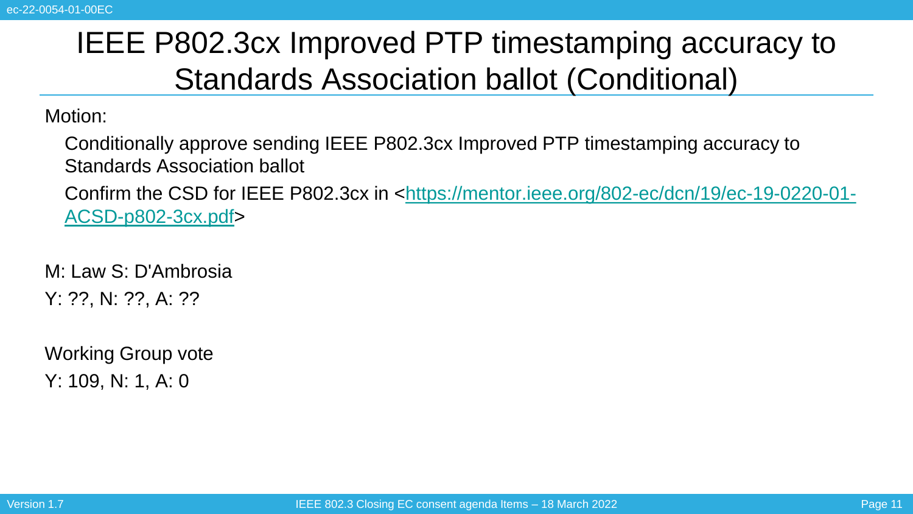# IEEE P802.3cx Improved PTP timestamping accuracy to Standards Association ballot (Conditional)

Motion:

Conditionally approve sending IEEE P802.3cx Improved PTP timestamping accuracy to Standards Association ballot

Confirm the CSD for IEEE P802.3cx in <https://mentor.ieee.org/802-ec/dcn/19/ec-19-0220-01-ACSD-p802-3cx.pdf>

M: Law S: D'Ambrosia

Y: ??, N: ??, A: ??

Working Group vote

Y: 109, N: 1, A: 0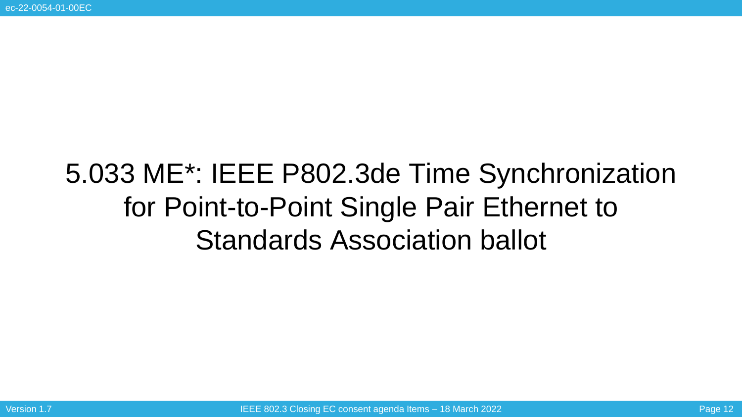# 5.033 ME*: IEEE P802.3de Time Synchronization for Point-to-Point Single Pair Ethernet to Standards Association ballot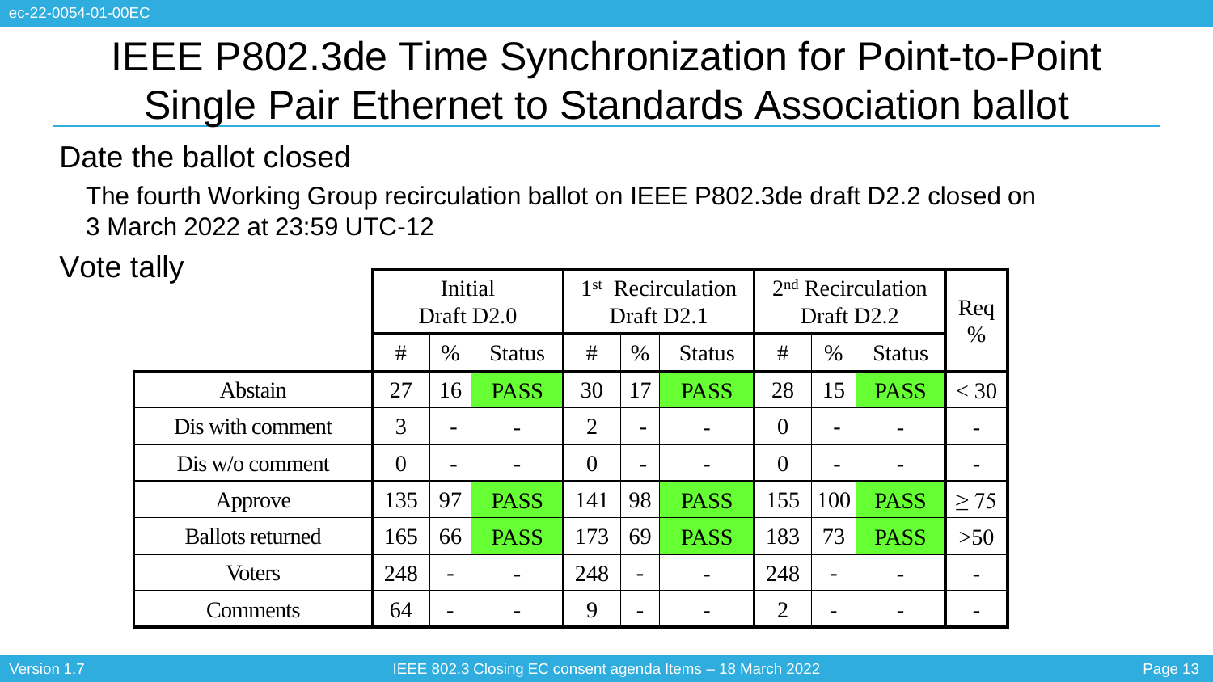# IEEE P802.3de Time Synchronization for Point-to-Point Single Pair Ethernet to Standards Association ballot

## Date the ballot closed

The fourth Working Group recirculation ballot on IEEE P802.3de draft D2.2 closed on 3 March 2022 at 23:59 UTC-12

## Vote tally

| | Initial Draft D2.0 | | | 1st Recirculation Draft D2.1 | | | 2nd Recirculation Draft D2.2 | | | Req % |
|---|---|---|---|---|---|---|---|---|---|---|
| | # | % | Status | # | % | Status | # | % | Status | |
| Abstain | 27 | 16 | PASS | 30 | 17 | PASS | 28 | 15 | PASS | < 30 |
| Dis with comment | 3 | - | - | 2 | - | - | 0 | - | - | - |
| Dis w/o comment | 0 | - | - | 0 | - | - | 0 | - | - | - |
| Approve | 135 | 97 | PASS | 141 | 98 | PASS | 155 | 100 | PASS | ≥ 75 |
| Ballots returned | 165 | 66 | PASS | 173 | 69 | PASS | 183 | 73 | PASS | >50 |
| Voters | 248 | - | - | 248 | - | - | 248 | - | - | - |
| Comments | 64 | - | - | 9 | - | - | 2 | - | - | - |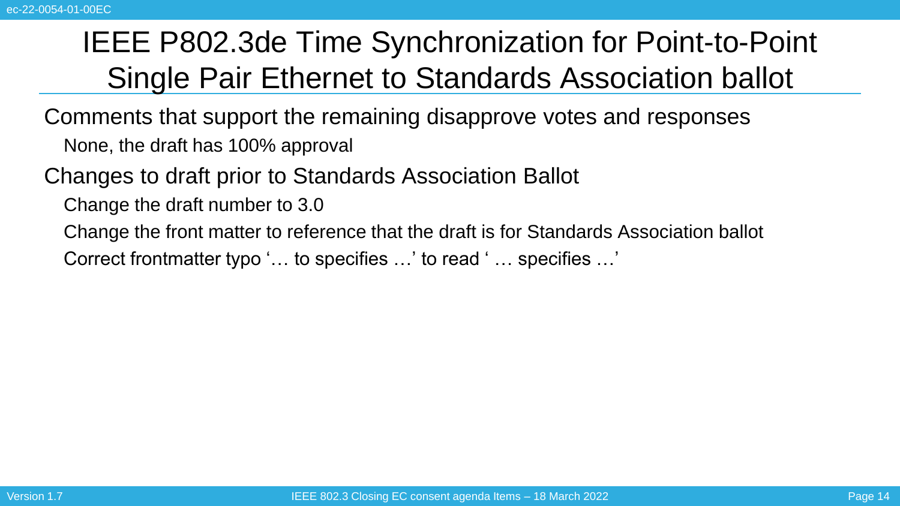# IEEE P802.3de Time Synchronization for Point-to-Point Single Pair Ethernet to Standards Association ballot

Comments that support the remaining disapprove votes and responses

- None, the draft has 100% approval

Changes to draft prior to Standards Association Ballot

- Change the draft number to 3.0
- Change the front matter to reference that the draft is for Standards Association ballot
- Correct frontmatter typo '… to specifies …' to read ' … specifies …'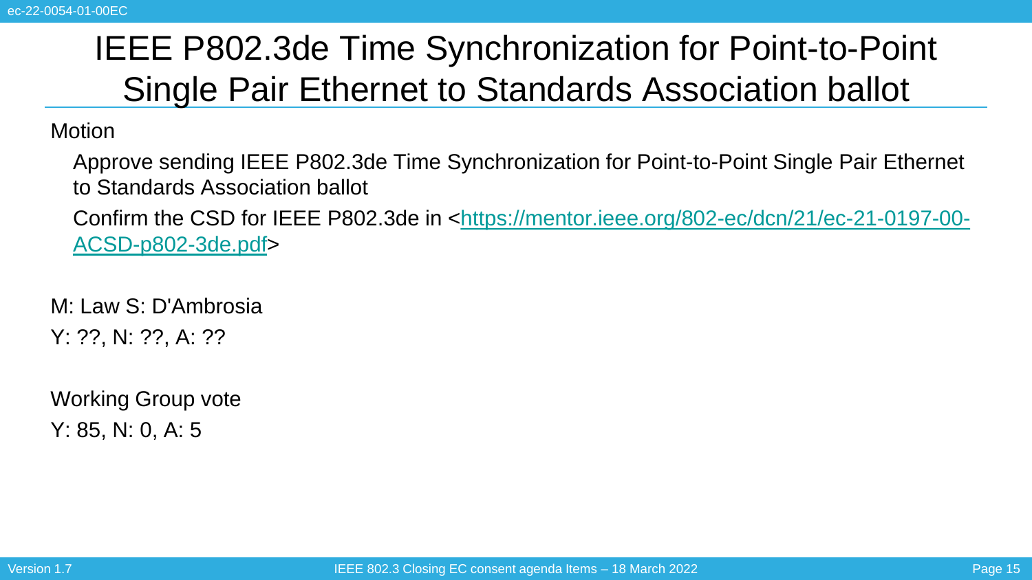# IEEE P802.3de Time Synchronization for Point-to-Point Single Pair Ethernet to Standards Association ballot

Motion

Approve sending IEEE P802.3de Time Synchronization for Point-to-Point Single Pair Ethernet to Standards Association ballot

Confirm the CSD for IEEE P802.3de in <https://mentor.ieee.org/802-ec/dcn/21/ec-21-0197-00-ACSD-p802-3de.pdf>

M: Law S: D'Ambrosia

Y: ??, N: ??, A: ??

Working Group vote

Y: 85, N: 0, A: 5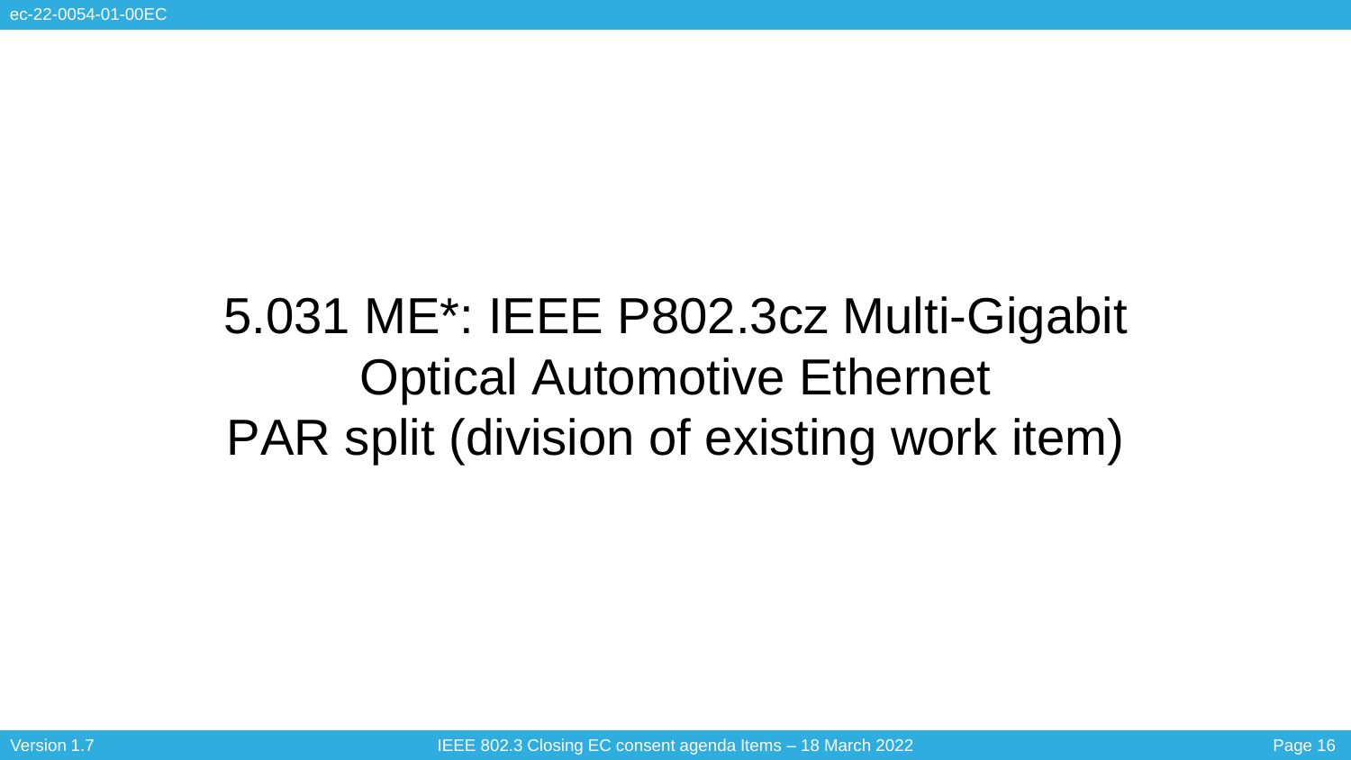# 5.031 ME*: IEEE P802.3cz Multi-Gigabit Optical Automotive Ethernet PAR split (division of existing work item)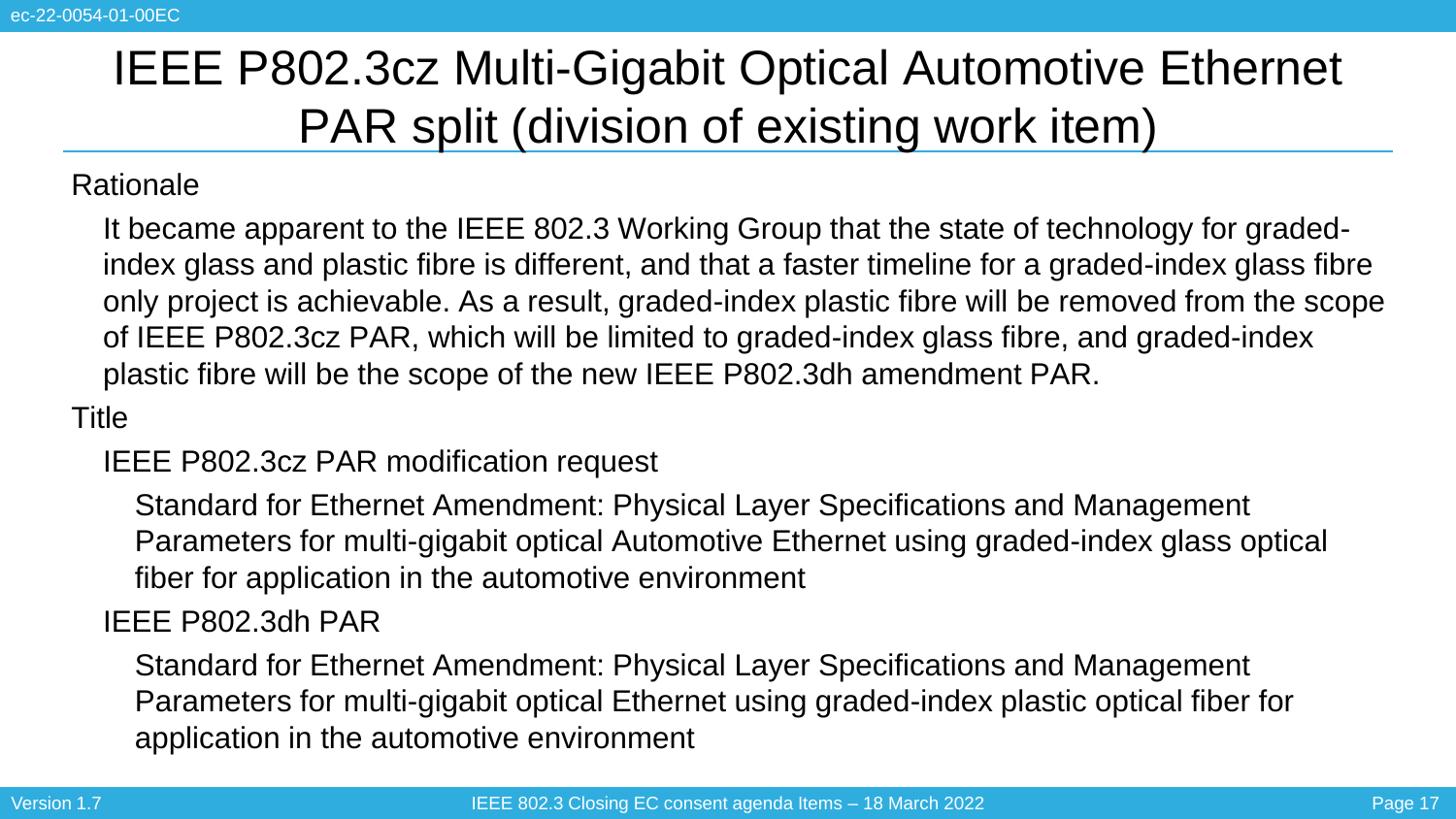# IEEE P802.3cz Multi-Gigabit Optical Automotive Ethernet PAR split (division of existing work item)

Rationale

- It became apparent to the IEEE 802.3 Working Group that the state of technology for graded-index glass and plastic fibre is different, and that a faster timeline for a graded-index glass fibre only project is achievable. As a result, graded-index plastic fibre will be removed from the scope of IEEE P802.3cz PAR, which will be limited to graded-index glass fibre, and graded-index plastic fibre will be the scope of the new IEEE P802.3dh amendment PAR.

Title

- IEEE P802.3cz PAR modification request
  - Standard for Ethernet Amendment: Physical Layer Specifications and Management Parameters for multi-gigabit optical Automotive Ethernet using graded-index glass optical fiber for application in the automotive environment
- IEEE P802.3dh PAR
  - Standard for Ethernet Amendment: Physical Layer Specifications and Management Parameters for multi-gigabit optical Ethernet using graded-index plastic optical fiber for application in the automotive environment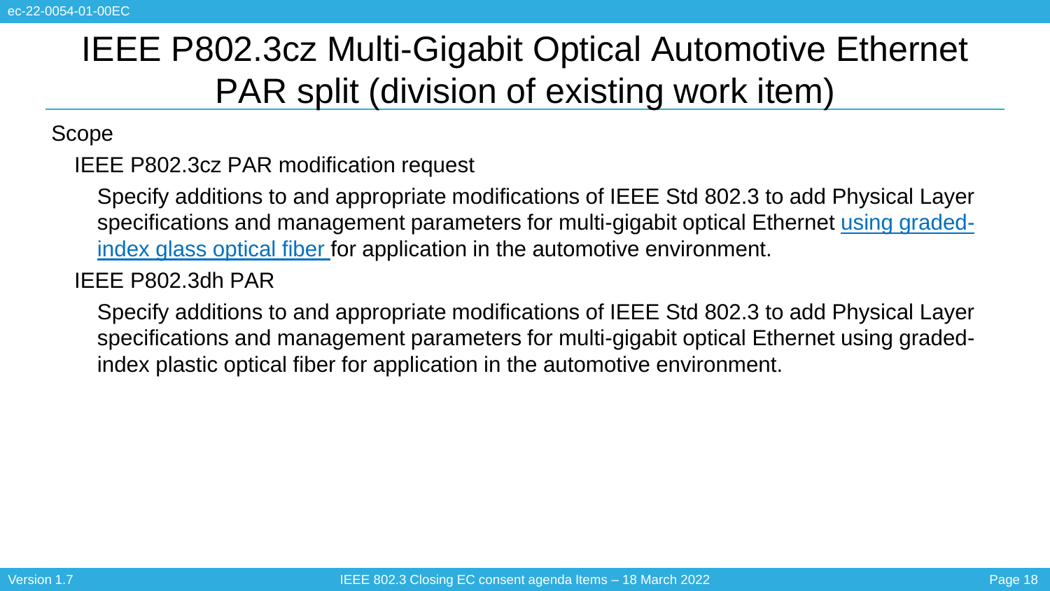# IEEE P802.3cz Multi-Gigabit Optical Automotive Ethernet PAR split (division of existing work item)

Scope

- IEEE P802.3cz PAR modification request
  - Specify additions to and appropriate modifications of IEEE Std 802.3 to add Physical Layer specifications and management parameters for multi-gigabit optical Ethernet <u>using graded-index glass optical fiber</u> for application in the automotive environment.
- IEEE P802.3dh PAR
  - Specify additions to and appropriate modifications of IEEE Std 802.3 to add Physical Layer specifications and management parameters for multi-gigabit optical Ethernet using graded-index plastic optical fiber for application in the automotive environment.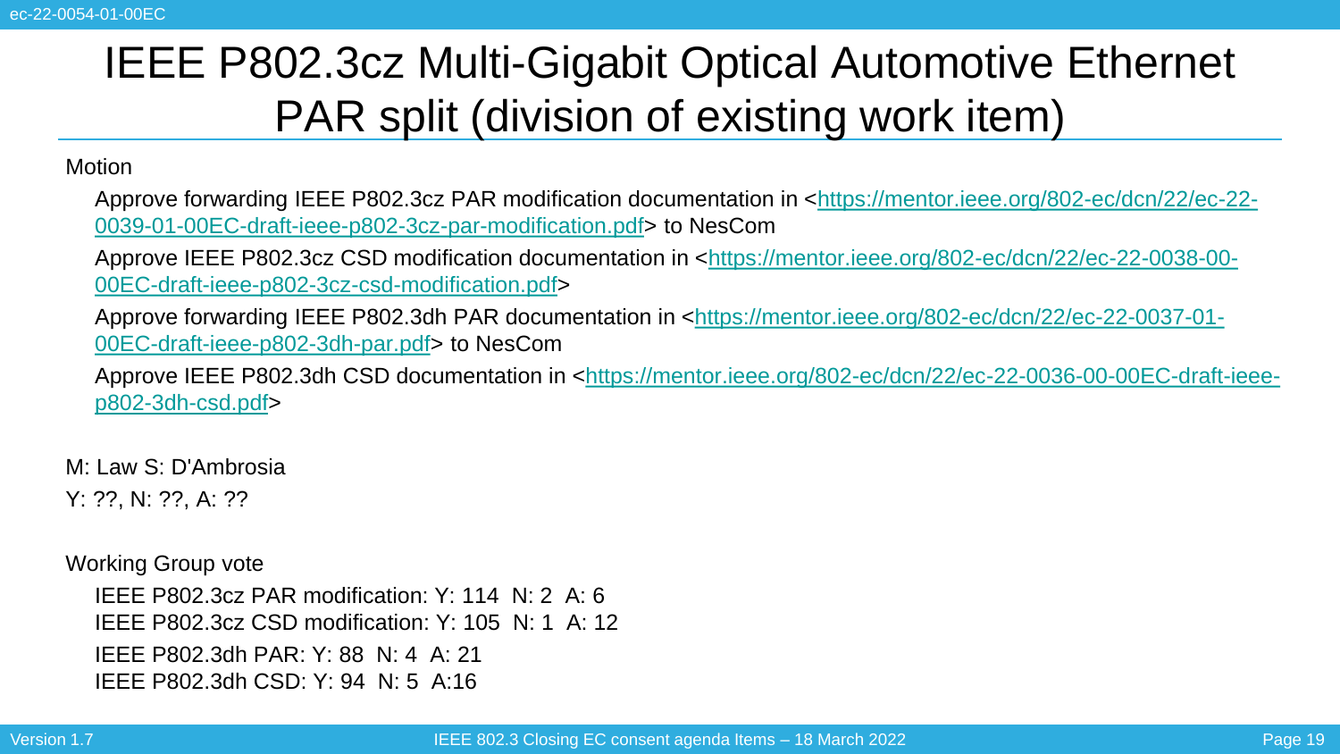# IEEE P802.3cz Multi-Gigabit Optical Automotive Ethernet PAR split (division of existing work item)

Motion

- Approve forwarding IEEE P802.3cz PAR modification documentation in <https://mentor.ieee.org/802-ec/dcn/22/ec-22-0039-01-00EC-draft-ieee-p802-3cz-par-modification.pdf> to NesCom
- Approve IEEE P802.3cz CSD modification documentation in <https://mentor.ieee.org/802-ec/dcn/22/ec-22-0038-00-00EC-draft-ieee-p802-3cz-csd-modification.pdf>
- Approve forwarding IEEE P802.3dh PAR documentation in <https://mentor.ieee.org/802-ec/dcn/22/ec-22-0037-01-00EC-draft-ieee-p802-3dh-par.pdf> to NesCom
- Approve IEEE P802.3dh CSD documentation in <https://mentor.ieee.org/802-ec/dcn/22/ec-22-0036-00-00EC-draft-ieee-p802-3dh-csd.pdf>

M: Law S: D'Ambrosia

Y: ??, N: ??, A: ??

Working Group vote

- IEEE P802.3cz PAR modification: Y: 114 N: 2 A: 6
- IEEE P802.3cz CSD modification: Y: 105 N: 1 A: 12
- IEEE P802.3dh PAR: Y: 88 N: 4 A: 21
- IEEE P802.3dh CSD: Y: 94 N: 5 A:16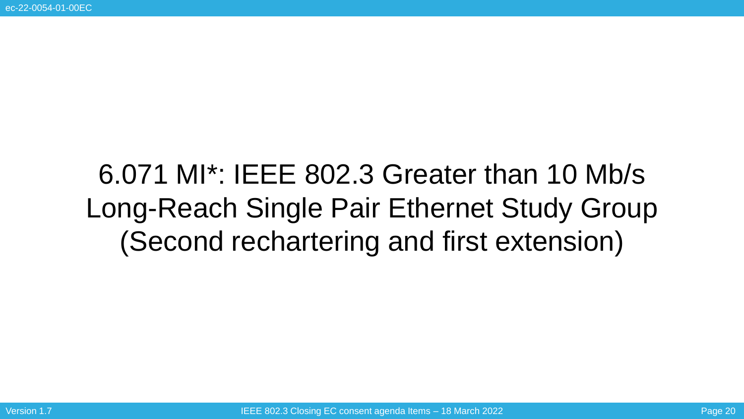# 6.071 MI*: IEEE 802.3 Greater than 10 Mb/s Long-Reach Single Pair Ethernet Study Group (Second rechartering and first extension)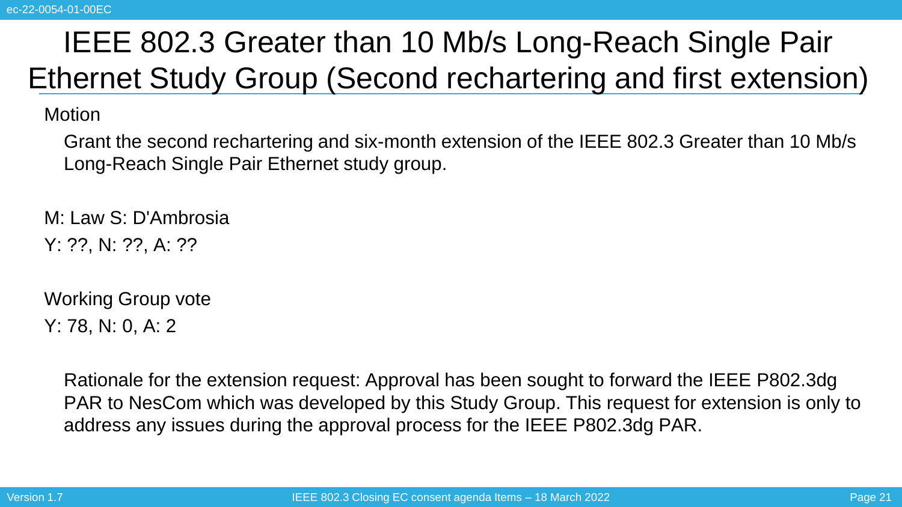# IEEE 802.3 Greater than 10 Mb/s Long-Reach Single Pair Ethernet Study Group (Second rechartering and first extension)

Motion

Grant the second rechartering and six-month extension of the IEEE 802.3 Greater than 10 Mb/s Long-Reach Single Pair Ethernet study group.

M: Law S: D'Ambrosia

Y: ??, N: ??, A: ??

Working Group vote

Y: 78, N: 0, A: 2

Rationale for the extension request: Approval has been sought to forward the IEEE P802.3dg PAR to NesCom which was developed by this Study Group. This request for extension is only to address any issues during the approval process for the IEEE P802.3dg PAR.